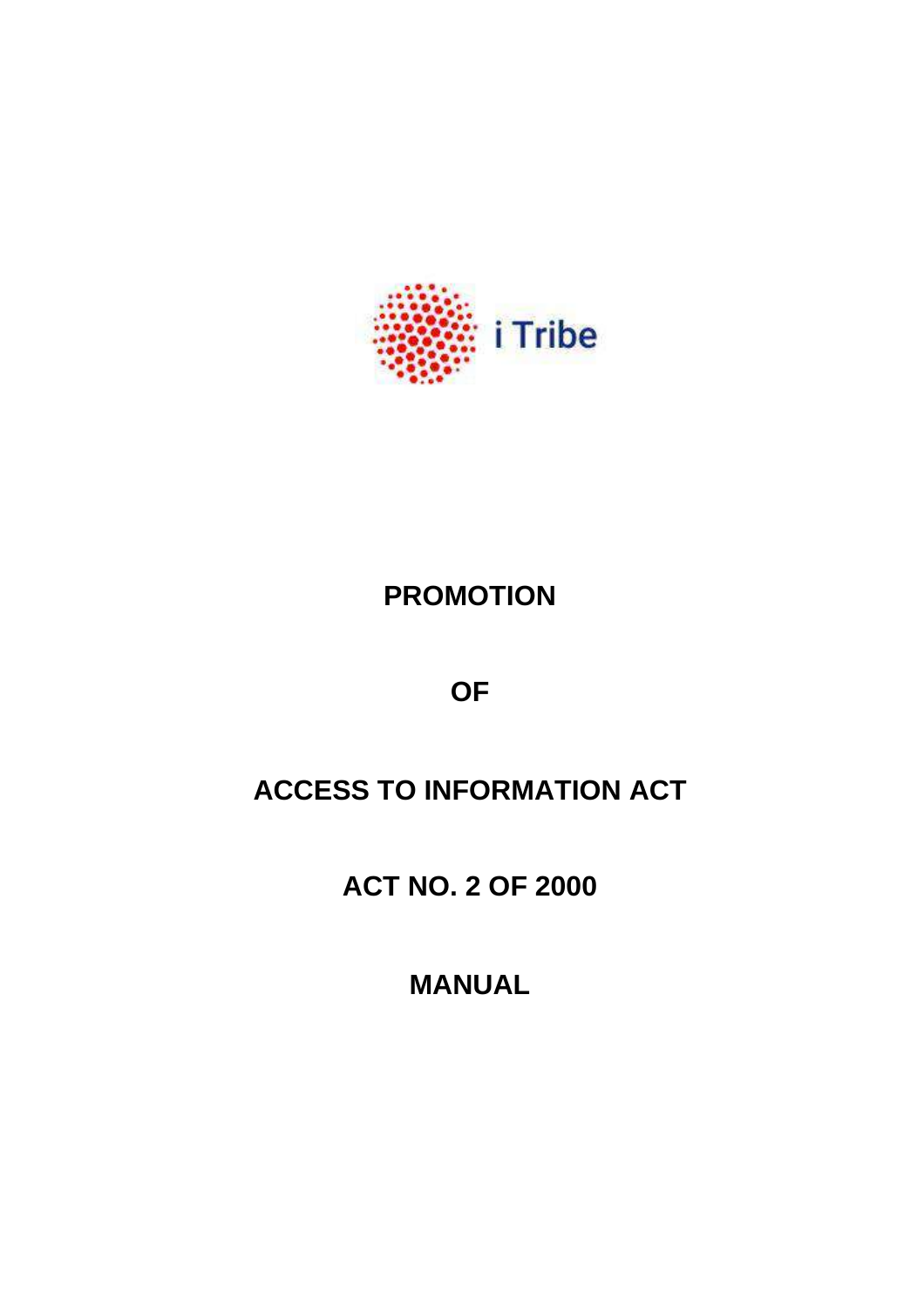i Tribe

# PROMOTION

# OF

# ACCESS TO INFORMATION ACT

# ACT NO. 2 OF 2000

# MANUAL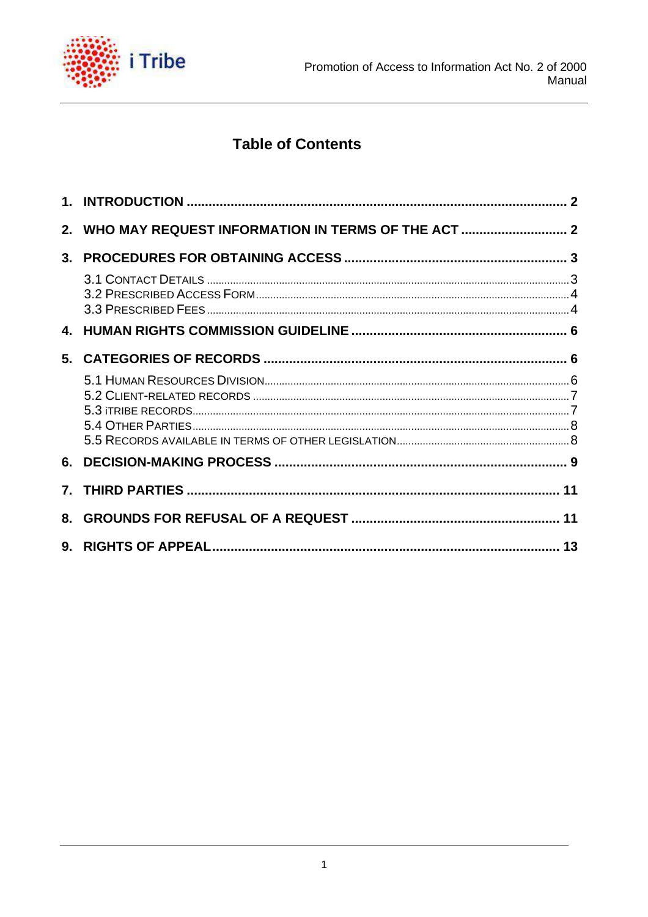## Table of Contents

1. INTRODUCTION .......... 2
2. WHO MAY REQUEST INFORMATION IN TERMS OF THE ACT .......... 2
3. PROCEDURES FOR OBTAINING ACCESS .......... 3
   - 3.1 CONTACT DETAILS .......... 3
   - 3.2 PRESCRIBED ACCESS FORM .......... 4
   - 3.3 PRESCRIBED FEES .......... 4
4. HUMAN RIGHTS COMMISSION GUIDELINE .......... 6
5. CATEGORIES OF RECORDS .......... 6
   - 5.1 HUMAN RESOURCES DIVISION .......... 6
   - 5.2 CLIENT-RELATED RECORDS .......... 7
   - 5.3 iTRIBE RECORDS .......... 7
   - 5.4 OTHER PARTIES .......... 8
   - 5.5 RECORDS AVAILABLE IN TERMS OF OTHER LEGISLATION .......... 8
6. DECISION-MAKING PROCESS .......... 9
7. THIRD PARTIES .......... 11
8. GROUNDS FOR REFUSAL OF A REQUEST .......... 11
9. RIGHTS OF APPEAL .......... 13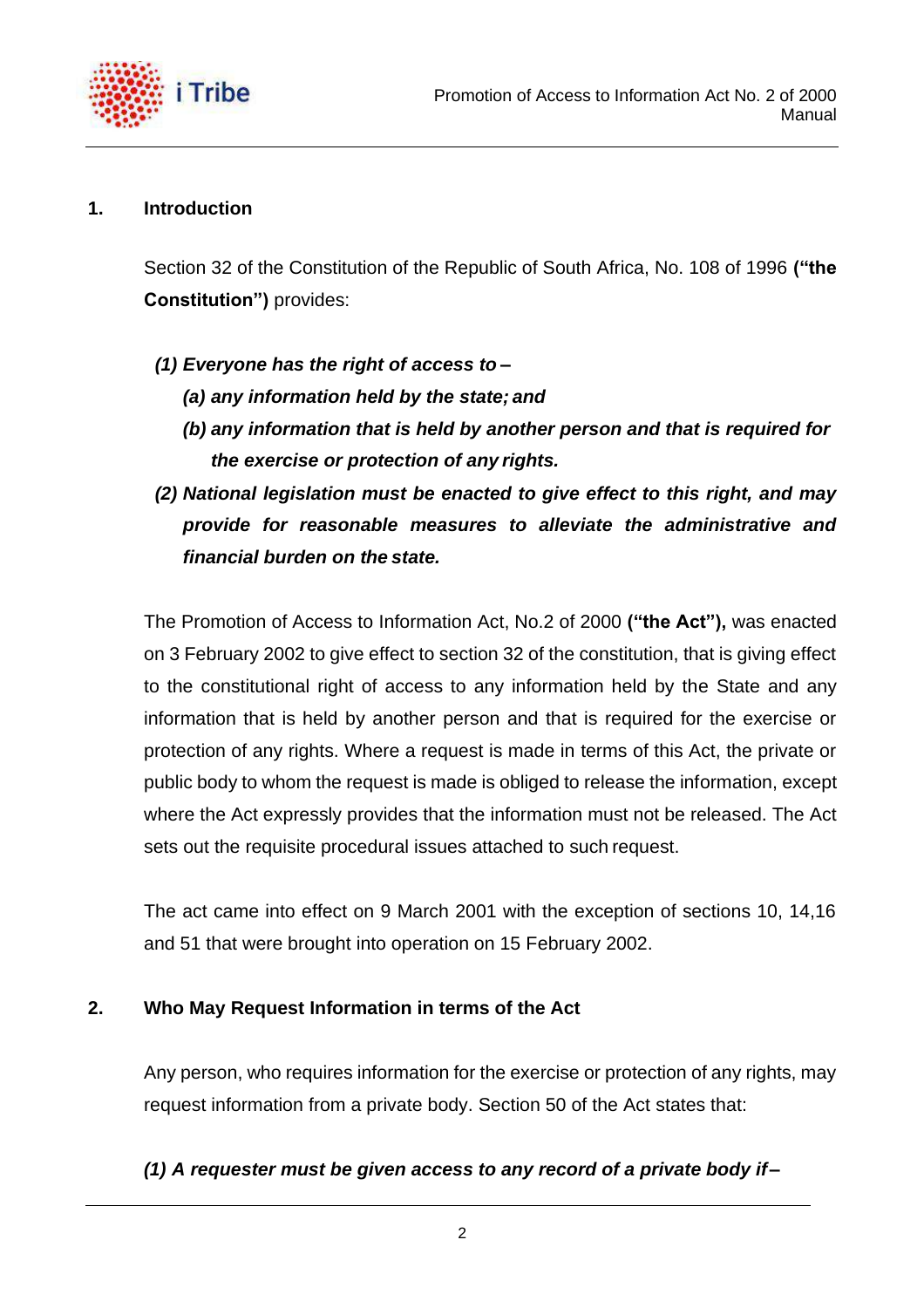## 1. Introduction

Section 32 of the Constitution of the Republic of South Africa, No. 108 of 1996 **("the Constitution")** provides:

***(1) Everyone has the right of access to –***

***(a) any information held by the state; and***

***(b) any information that is held by another person and that is required for the exercise or protection of any rights.***

***(2) National legislation must be enacted to give effect to this right, and may provide for reasonable measures to alleviate the administrative and financial burden on the state.***

The Promotion of Access to Information Act, No.2 of 2000 **("the Act"),** was enacted on 3 February 2002 to give effect to section 32 of the constitution, that is giving effect to the constitutional right of access to any information held by the State and any information that is held by another person and that is required for the exercise or protection of any rights. Where a request is made in terms of this Act, the private or public body to whom the request is made is obliged to release the information, except where the Act expressly provides that the information must not be released. The Act sets out the requisite procedural issues attached to such request.

The act came into effect on 9 March 2001 with the exception of sections 10, 14,16 and 51 that were brought into operation on 15 February 2002.

## 2. Who May Request Information in terms of the Act

Any person, who requires information for the exercise or protection of any rights, may request information from a private body. Section 50 of the Act states that:

***(1) A requester must be given access to any record of a private body if –***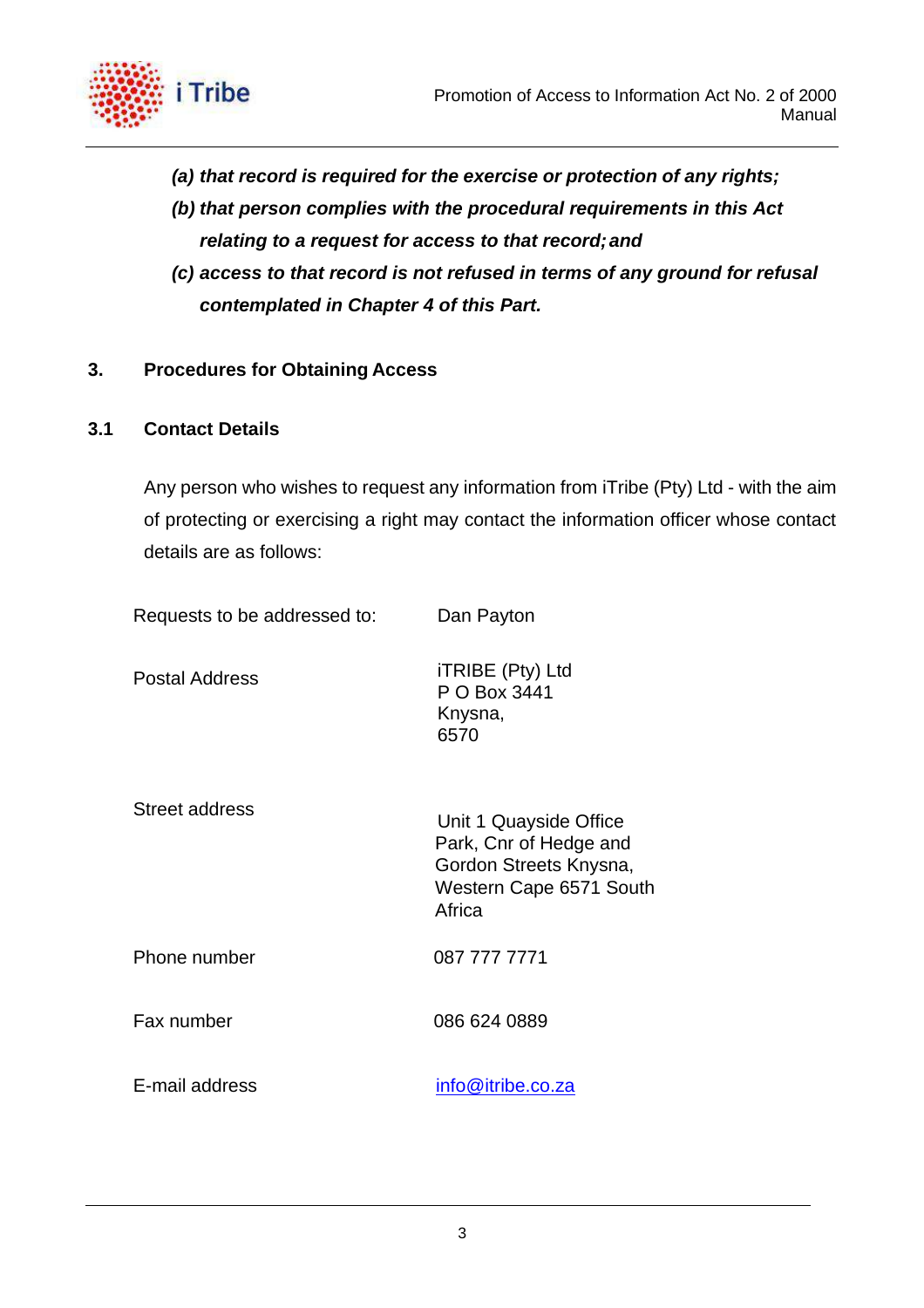***(a) that record is required for the exercise or protection of any rights;***

***(b) that person complies with the procedural requirements in this Act relating to a request for access to that record; and***

***(c) access to that record is not refused in terms of any ground for refusal contemplated in Chapter 4 of this Part.***

## 3. Procedures for Obtaining Access

### 3.1 Contact Details

Any person who wishes to request any information from iTribe (Pty) Ltd - with the aim of protecting or exercising a right may contact the information officer whose contact details are as follows:

| | |
|---|---|
| Requests to be addressed to: | Dan Payton |
| Postal Address | iTRIBE (Pty) Ltd<br>P O Box 3441<br>Knysna,<br>6570 |
| Street address | Unit 1 Quayside Office Park, Cnr of Hedge and Gordon Streets Knysna, Western Cape 6571 South Africa |
| Phone number | 087 777 7771 |
| Fax number | 086 624 0889 |
| E-mail address | info@itribe.co.za |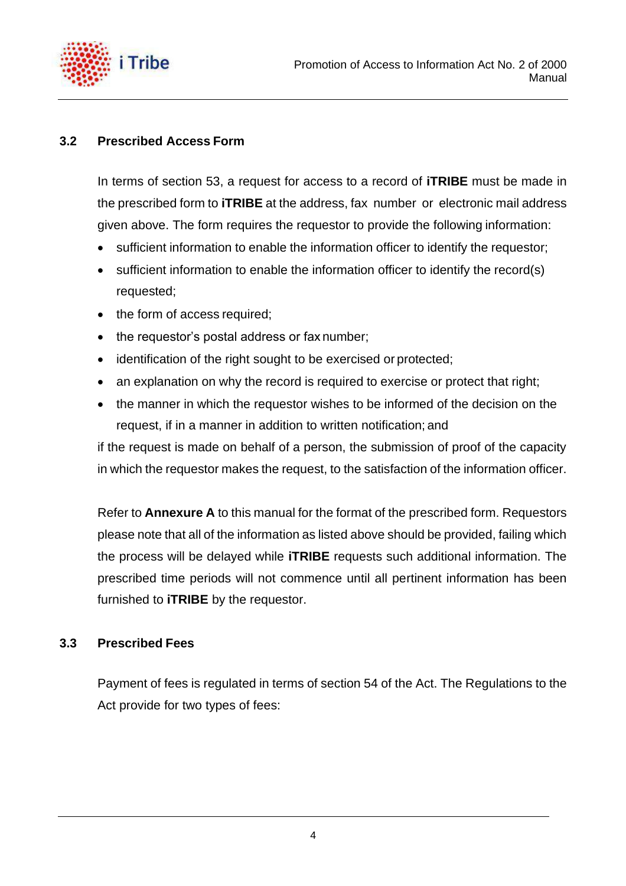### 3.2 Prescribed Access Form

In terms of section 53, a request for access to a record of **iTRIBE** must be made in the prescribed form to **iTRIBE** at the address, fax number or electronic mail address given above. The form requires the requestor to provide the following information:

- sufficient information to enable the information officer to identify the requestor;
- sufficient information to enable the information officer to identify the record(s) requested;
- the form of access required;
- the requestor's postal address or fax number;
- identification of the right sought to be exercised or protected;
- an explanation on why the record is required to exercise or protect that right;
- the manner in which the requestor wishes to be informed of the decision on the request, if in a manner in addition to written notification; and

if the request is made on behalf of a person, the submission of proof of the capacity in which the requestor makes the request, to the satisfaction of the information officer.

Refer to **Annexure A** to this manual for the format of the prescribed form. Requestors please note that all of the information as listed above should be provided, failing which the process will be delayed while **iTRIBE** requests such additional information. The prescribed time periods will not commence until all pertinent information has been furnished to **iTRIBE** by the requestor.

### 3.3 Prescribed Fees

Payment of fees is regulated in terms of section 54 of the Act. The Regulations to the Act provide for two types of fees: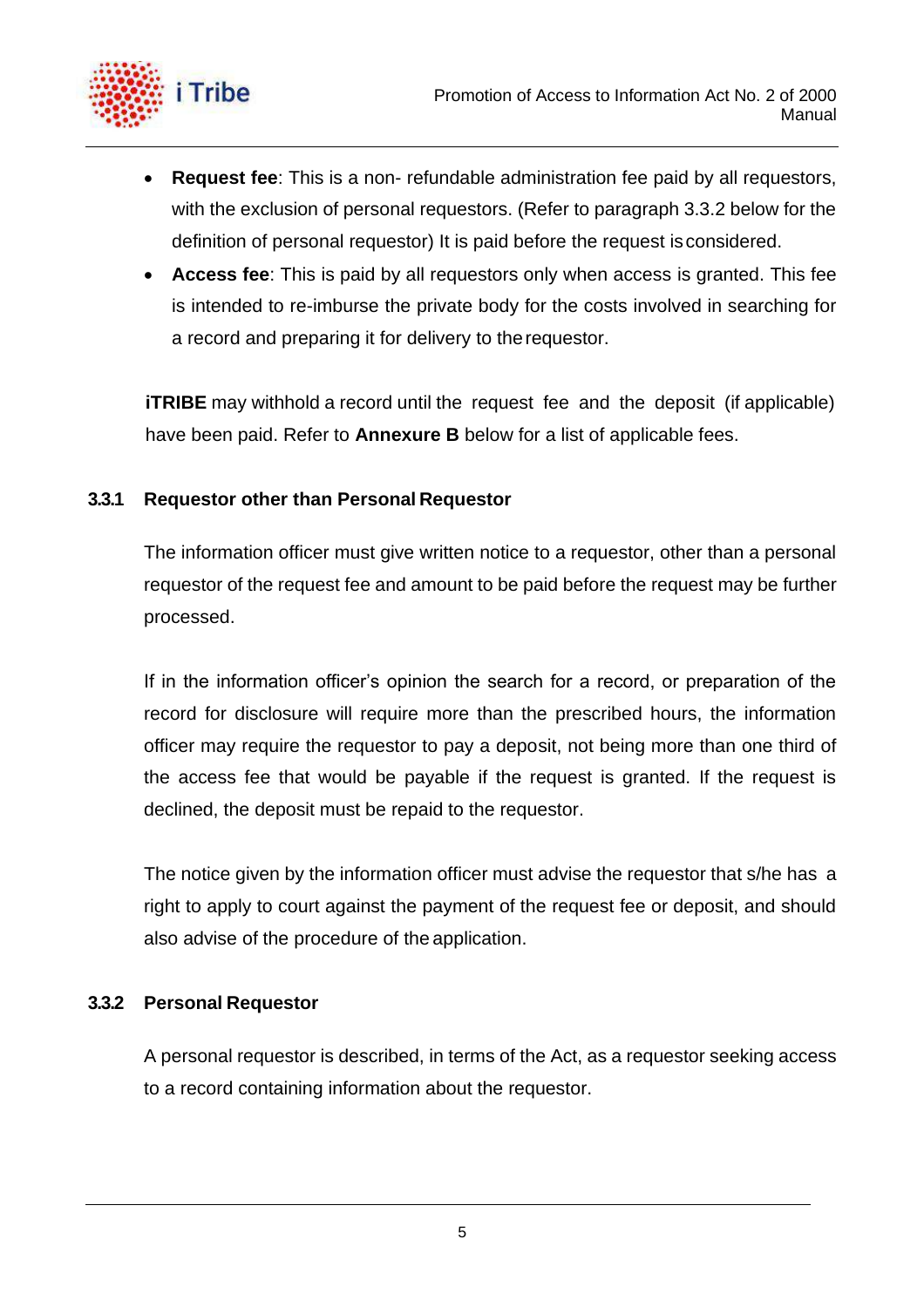- **Request fee**: This is a non- refundable administration fee paid by all requestors, with the exclusion of personal requestors. (Refer to paragraph 3.3.2 below for the definition of personal requestor) It is paid before the request is considered.
- **Access fee**: This is paid by all requestors only when access is granted. This fee is intended to re-imburse the private body for the costs involved in searching for a record and preparing it for delivery to the requestor.

**iTRIBE** may withhold a record until the request fee and the deposit (if applicable) have been paid. Refer to **Annexure B** below for a list of applicable fees.

### 3.3.1 Requestor other than Personal Requestor

The information officer must give written notice to a requestor, other than a personal requestor of the request fee and amount to be paid before the request may be further processed.

If in the information officer's opinion the search for a record, or preparation of the record for disclosure will require more than the prescribed hours, the information officer may require the requestor to pay a deposit, not being more than one third of the access fee that would be payable if the request is granted. If the request is declined, the deposit must be repaid to the requestor.

The notice given by the information officer must advise the requestor that s/he has a right to apply to court against the payment of the request fee or deposit, and should also advise of the procedure of the application.

### 3.3.2 Personal Requestor

A personal requestor is described, in terms of the Act, as a requestor seeking access to a record containing information about the requestor.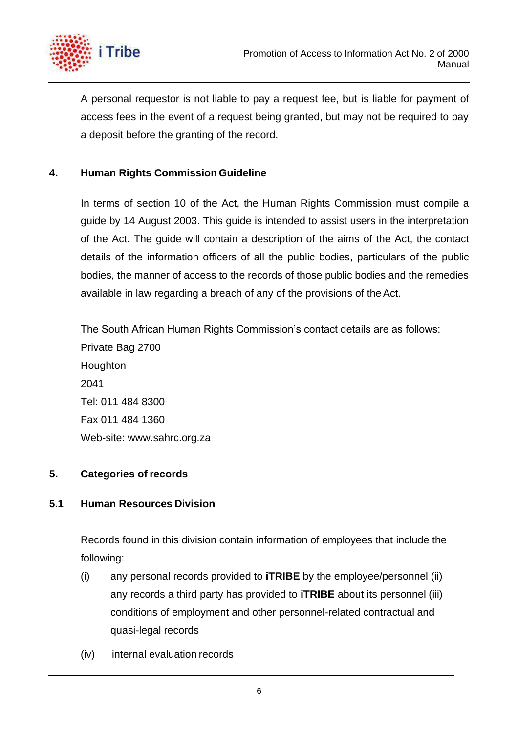A personal requestor is not liable to pay a request fee, but is liable for payment of access fees in the event of a request being granted, but may not be required to pay a deposit before the granting of the record.

## 4. Human Rights Commission Guideline

In terms of section 10 of the Act, the Human Rights Commission must compile a guide by 14 August 2003. This guide is intended to assist users in the interpretation of the Act. The guide will contain a description of the aims of the Act, the contact details of the information officers of all the public bodies, particulars of the public bodies, the manner of access to the records of those public bodies and the remedies available in law regarding a breach of any of the provisions of the Act.

The South African Human Rights Commission's contact details are as follows:
Private Bag 2700
Houghton
2041
Tel: 011 484 8300
Fax 011 484 1360
Web-site: www.sahrc.org.za

## 5. Categories of records

### 5.1 Human Resources Division

Records found in this division contain information of employees that include the following:

- (i) any personal records provided to **iTRIBE** by the employee/personnel
- (ii) any records a third party has provided to **iTRIBE** about its personnel
- (iii) conditions of employment and other personnel-related contractual and quasi-legal records
- (iv) internal evaluation records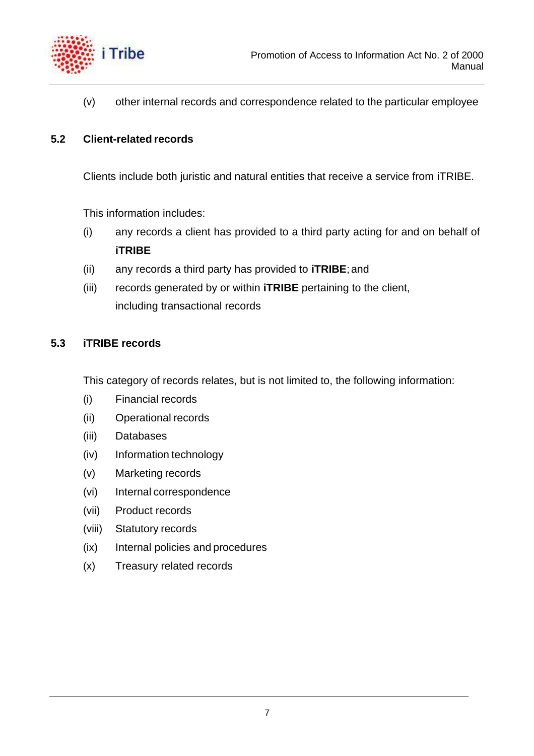(v) other internal records and correspondence related to the particular employee

### 5.2 Client-related records

Clients include both juristic and natural entities that receive a service from iTRIBE.

This information includes:

(i) any records a client has provided to a third party acting for and on behalf of **iTRIBE**

(ii) any records a third party has provided to **iTRIBE**; and

(iii) records generated by or within **iTRIBE** pertaining to the client, including transactional records

### 5.3 iTRIBE records

This category of records relates, but is not limited to, the following information:

(i) Financial records

(ii) Operational records

(iii) Databases

(iv) Information technology

(v) Marketing records

(vi) Internal correspondence

(vii) Product records

(viii) Statutory records

(ix) Internal policies and procedures

(x) Treasury related records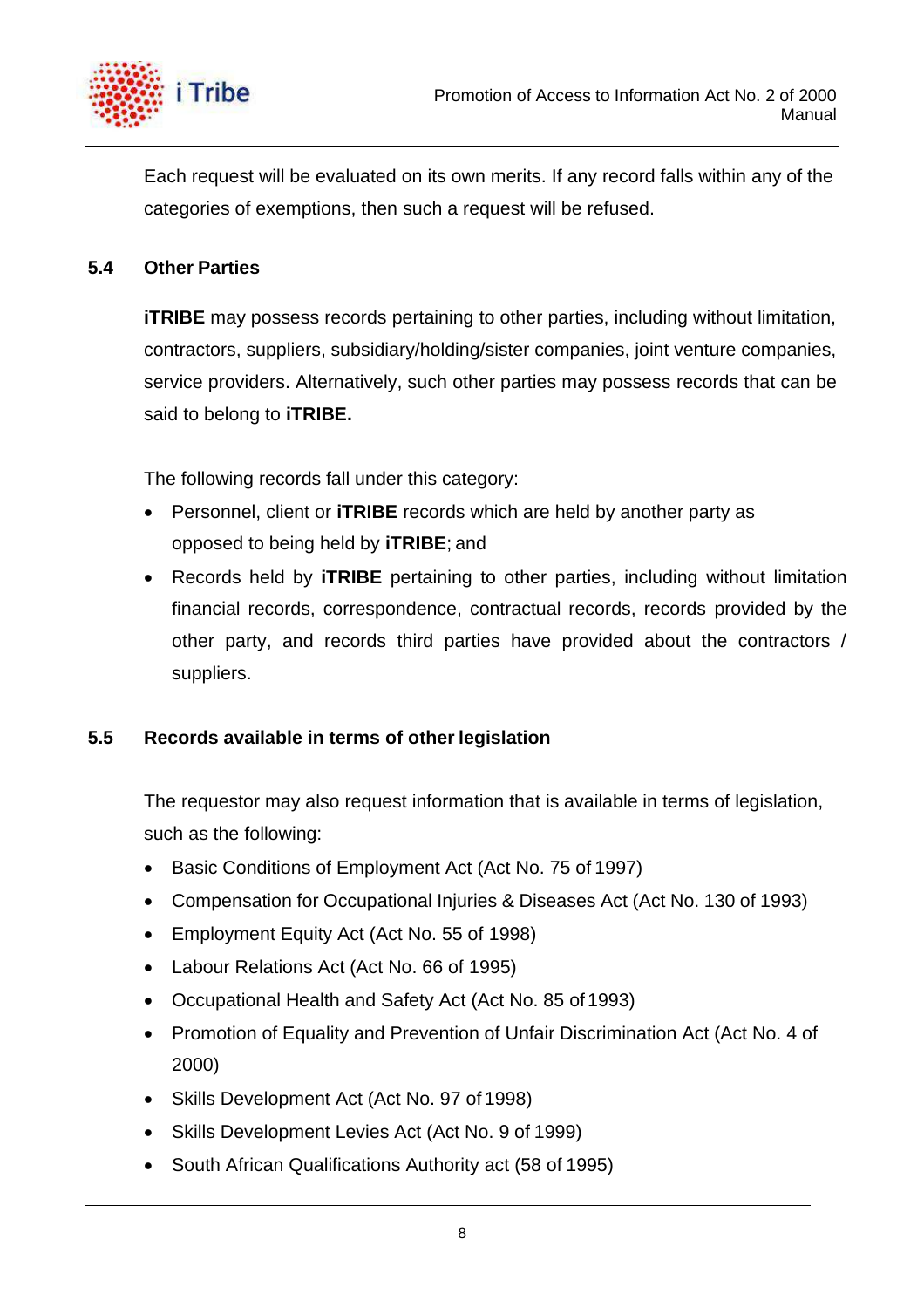Each request will be evaluated on its own merits. If any record falls within any of the categories of exemptions, then such a request will be refused.

### 5.4 Other Parties

**iTRIBE** may possess records pertaining to other parties, including without limitation, contractors, suppliers, subsidiary/holding/sister companies, joint venture companies, service providers. Alternatively, such other parties may possess records that can be said to belong to **iTRIBE.**

The following records fall under this category:

- Personnel, client or **iTRIBE** records which are held by another party as opposed to being held by **iTRIBE**; and
- Records held by **iTRIBE** pertaining to other parties, including without limitation financial records, correspondence, contractual records, records provided by the other party, and records third parties have provided about the contractors / suppliers.

### 5.5 Records available in terms of other legislation

The requestor may also request information that is available in terms of legislation, such as the following:

- Basic Conditions of Employment Act (Act No. 75 of 1997)
- Compensation for Occupational Injuries & Diseases Act (Act No. 130 of 1993)
- Employment Equity Act (Act No. 55 of 1998)
- Labour Relations Act (Act No. 66 of 1995)
- Occupational Health and Safety Act (Act No. 85 of 1993)
- Promotion of Equality and Prevention of Unfair Discrimination Act (Act No. 4 of 2000)
- Skills Development Act (Act No. 97 of 1998)
- Skills Development Levies Act (Act No. 9 of 1999)
- South African Qualifications Authority act (58 of 1995)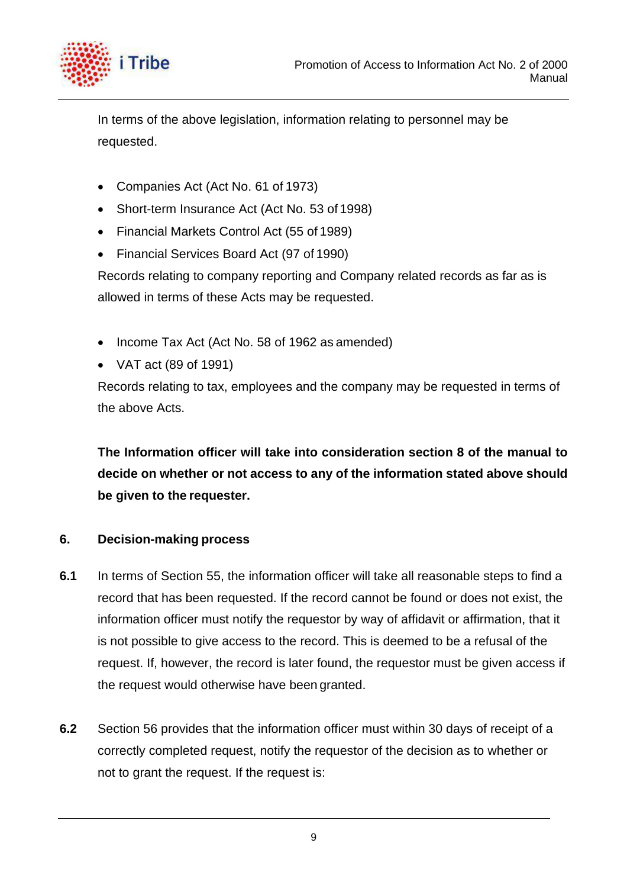In terms of the above legislation, information relating to personnel may be requested.

- Companies Act (Act No. 61 of 1973)
- Short-term Insurance Act (Act No. 53 of 1998)
- Financial Markets Control Act (55 of 1989)
- Financial Services Board Act (97 of 1990)

Records relating to company reporting and Company related records as far as is allowed in terms of these Acts may be requested.

- Income Tax Act (Act No. 58 of 1962 as amended)
- VAT act (89 of 1991)

Records relating to tax, employees and the company may be requested in terms of the above Acts.

**The Information officer will take into consideration section 8 of the manual to decide on whether or not access to any of the information stated above should be given to the requester.**

## 6. Decision-making process

**6.1** In terms of Section 55, the information officer will take all reasonable steps to find a record that has been requested. If the record cannot be found or does not exist, the information officer must notify the requestor by way of affidavit or affirmation, that it is not possible to give access to the record. This is deemed to be a refusal of the request. If, however, the record is later found, the requestor must be given access if the request would otherwise have been granted.

**6.2** Section 56 provides that the information officer must within 30 days of receipt of a correctly completed request, notify the requestor of the decision as to whether or not to grant the request. If the request is: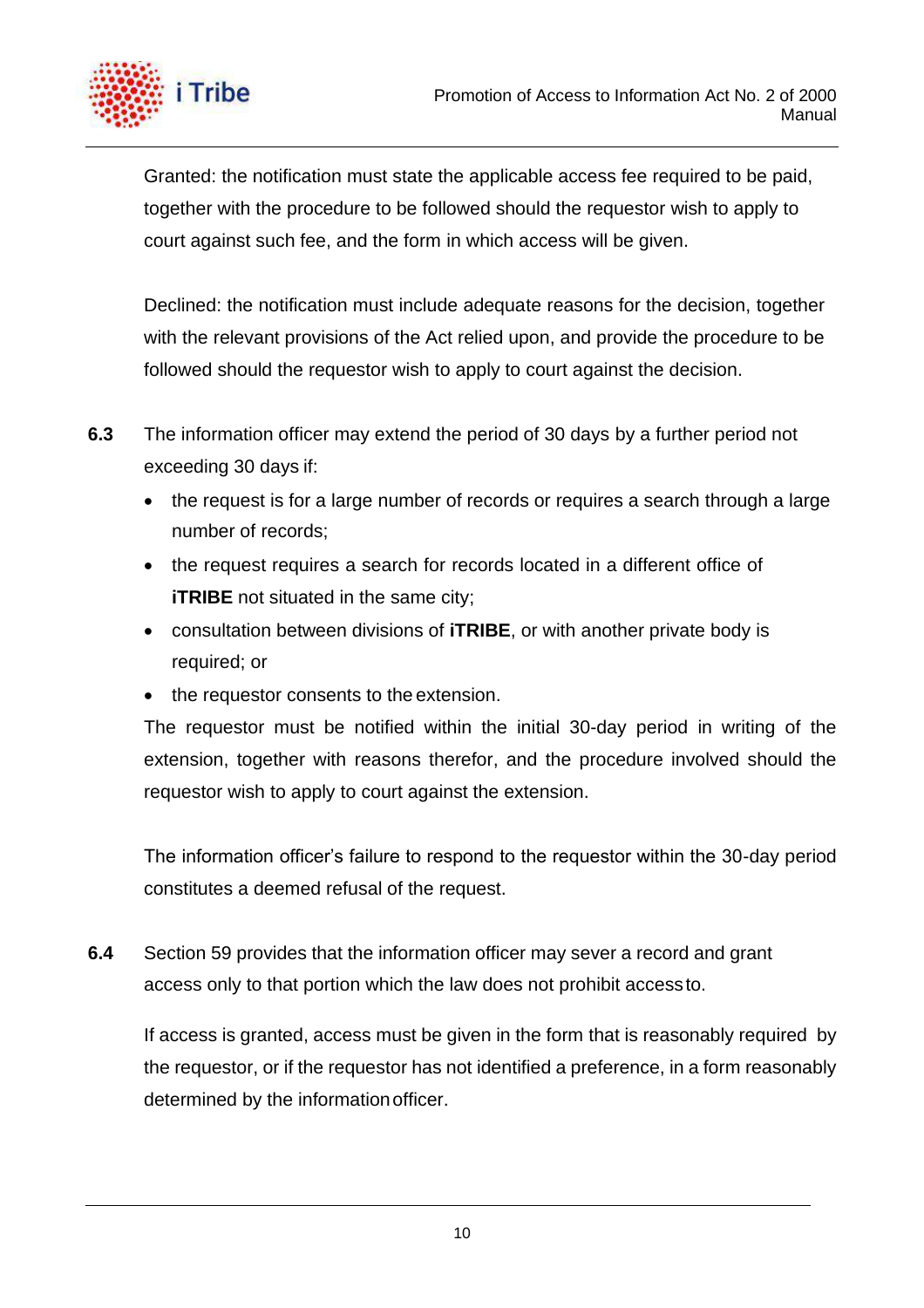Granted: the notification must state the applicable access fee required to be paid, together with the procedure to be followed should the requestor wish to apply to court against such fee, and the form in which access will be given.

Declined: the notification must include adequate reasons for the decision, together with the relevant provisions of the Act relied upon, and provide the procedure to be followed should the requestor wish to apply to court against the decision.

**6.3** The information officer may extend the period of 30 days by a further period not exceeding 30 days if:

- the request is for a large number of records or requires a search through a large number of records;
- the request requires a search for records located in a different office of **iTRIBE** not situated in the same city;
- consultation between divisions of **iTRIBE**, or with another private body is required; or
- the requestor consents to the extension.

The requestor must be notified within the initial 30-day period in writing of the extension, together with reasons therefor, and the procedure involved should the requestor wish to apply to court against the extension.

The information officer's failure to respond to the requestor within the 30-day period constitutes a deemed refusal of the request.

**6.4** Section 59 provides that the information officer may sever a record and grant access only to that portion which the law does not prohibit access to.

If access is granted, access must be given in the form that is reasonably required by the requestor, or if the requestor has not identified a preference, in a form reasonably determined by the information officer.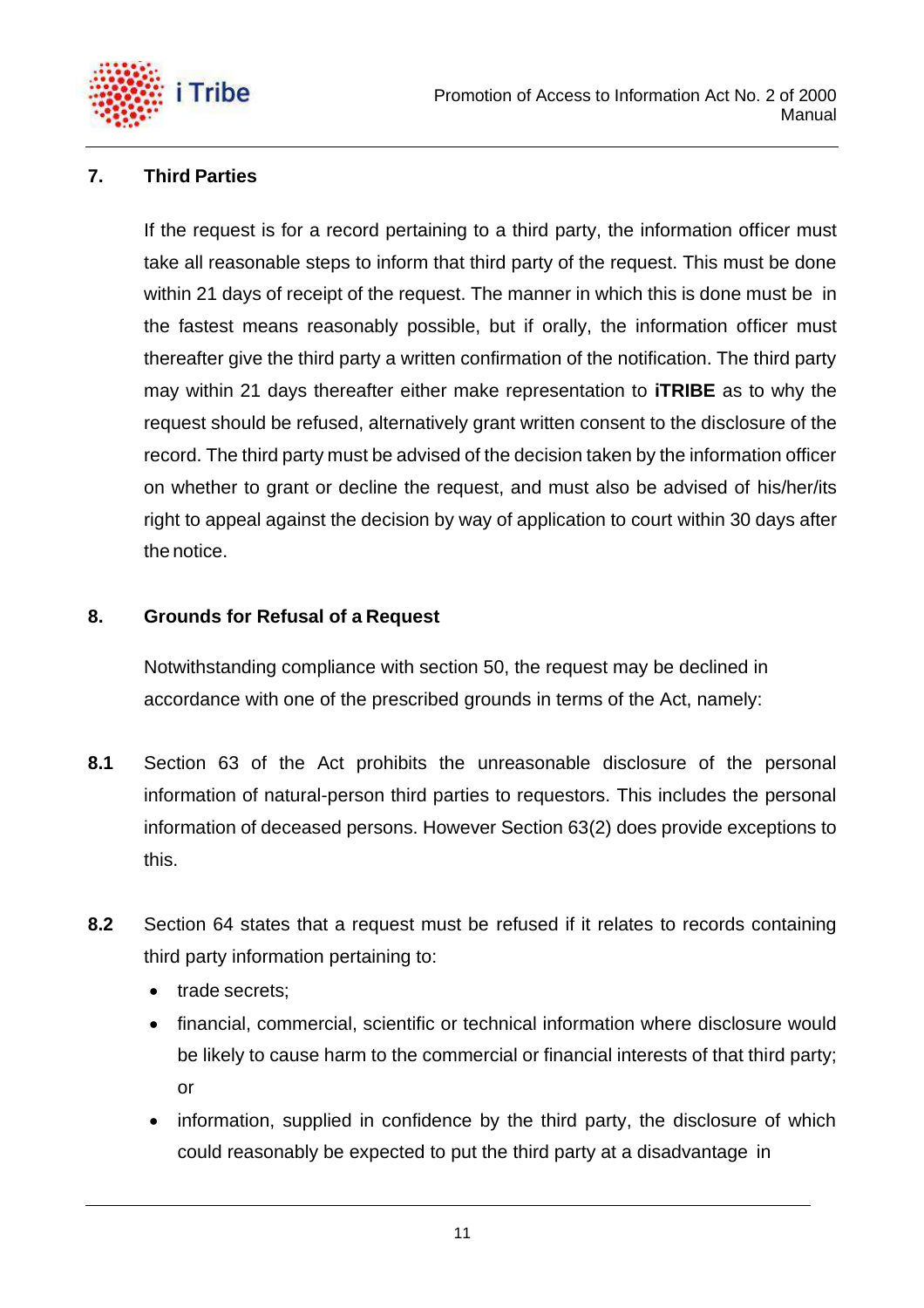## 7. Third Parties

If the request is for a record pertaining to a third party, the information officer must take all reasonable steps to inform that third party of the request. This must be done within 21 days of receipt of the request. The manner in which this is done must be in the fastest means reasonably possible, but if orally, the information officer must thereafter give the third party a written confirmation of the notification. The third party may within 21 days thereafter either make representation to **iTRIBE** as to why the request should be refused, alternatively grant written consent to the disclosure of the record. The third party must be advised of the decision taken by the information officer on whether to grant or decline the request, and must also be advised of his/her/its right to appeal against the decision by way of application to court within 30 days after the notice.

## 8. Grounds for Refusal of a Request

Notwithstanding compliance with section 50, the request may be declined in accordance with one of the prescribed grounds in terms of the Act, namely:

**8.1** Section 63 of the Act prohibits the unreasonable disclosure of the personal information of natural-person third parties to requestors. This includes the personal information of deceased persons. However Section 63(2) does provide exceptions to this.

**8.2** Section 64 states that a request must be refused if it relates to records containing third party information pertaining to:

- trade secrets;
- financial, commercial, scientific or technical information where disclosure would be likely to cause harm to the commercial or financial interests of that third party; or
- information, supplied in confidence by the third party, the disclosure of which could reasonably be expected to put the third party at a disadvantage in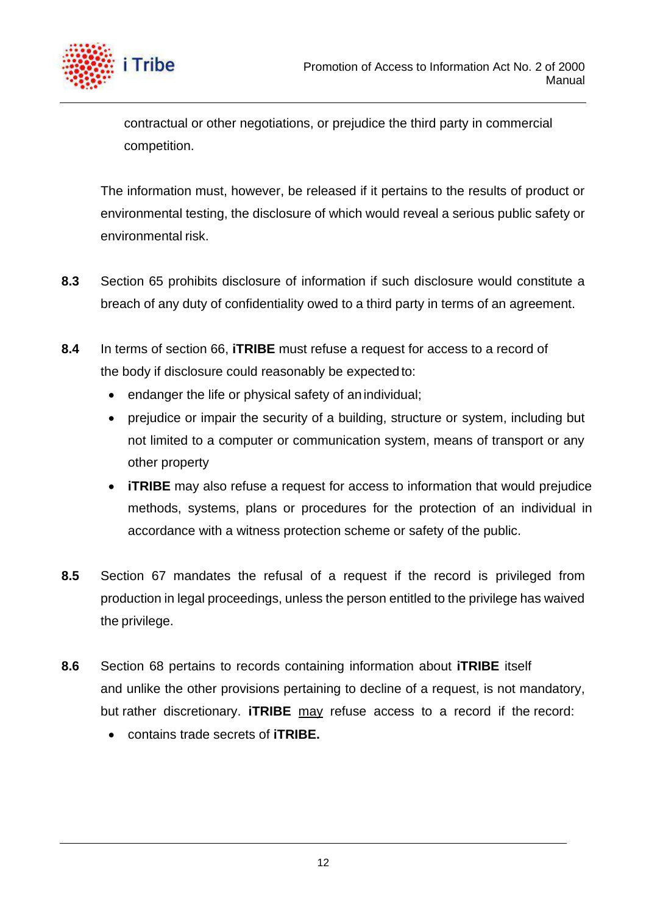contractual or other negotiations, or prejudice the third party in commercial competition.

The information must, however, be released if it pertains to the results of product or environmental testing, the disclosure of which would reveal a serious public safety or environmental risk.

**8.3** Section 65 prohibits disclosure of information if such disclosure would constitute a breach of any duty of confidentiality owed to a third party in terms of an agreement.

**8.4** In terms of section 66, **iTRIBE** must refuse a request for access to a record of the body if disclosure could reasonably be expected to:

- endanger the life or physical safety of an individual;
- prejudice or impair the security of a building, structure or system, including but not limited to a computer or communication system, means of transport or any other property
- **iTRIBE** may also refuse a request for access to information that would prejudice methods, systems, plans or procedures for the protection of an individual in accordance with a witness protection scheme or safety of the public.

**8.5** Section 67 mandates the refusal of a request if the record is privileged from production in legal proceedings, unless the person entitled to the privilege has waived the privilege.

**8.6** Section 68 pertains to records containing information about **iTRIBE** itself and unlike the other provisions pertaining to decline of a request, is not mandatory, but rather discretionary. **iTRIBE** <u>may</u> refuse access to a record if the record:

- contains trade secrets of **iTRIBE.**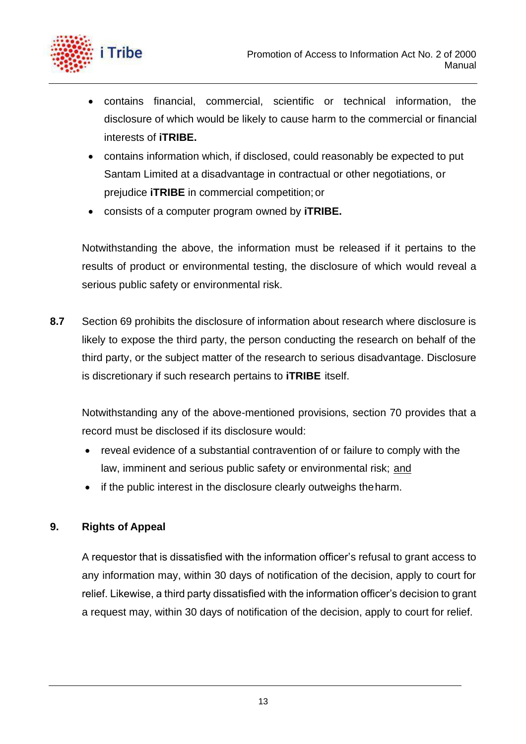- contains financial, commercial, scientific or technical information, the disclosure of which would be likely to cause harm to the commercial or financial interests of **iTRIBE.**
- contains information which, if disclosed, could reasonably be expected to put Santam Limited at a disadvantage in contractual or other negotiations, or prejudice **iTRIBE** in commercial competition; or
- consists of a computer program owned by **iTRIBE.**

Notwithstanding the above, the information must be released if it pertains to the results of product or environmental testing, the disclosure of which would reveal a serious public safety or environmental risk.

**8.7** Section 69 prohibits the disclosure of information about research where disclosure is likely to expose the third party, the person conducting the research on behalf of the third party, or the subject matter of the research to serious disadvantage. Disclosure is discretionary if such research pertains to **iTRIBE** itself.

Notwithstanding any of the above-mentioned provisions, section 70 provides that a record must be disclosed if its disclosure would:

- reveal evidence of a substantial contravention of or failure to comply with the law, imminent and serious public safety or environmental risk; <u>and</u>
- if the public interest in the disclosure clearly outweighs the harm.

## 9. Rights of Appeal

A requestor that is dissatisfied with the information officer's refusal to grant access to any information may, within 30 days of notification of the decision, apply to court for relief. Likewise, a third party dissatisfied with the information officer's decision to grant a request may, within 30 days of notification of the decision, apply to court for relief.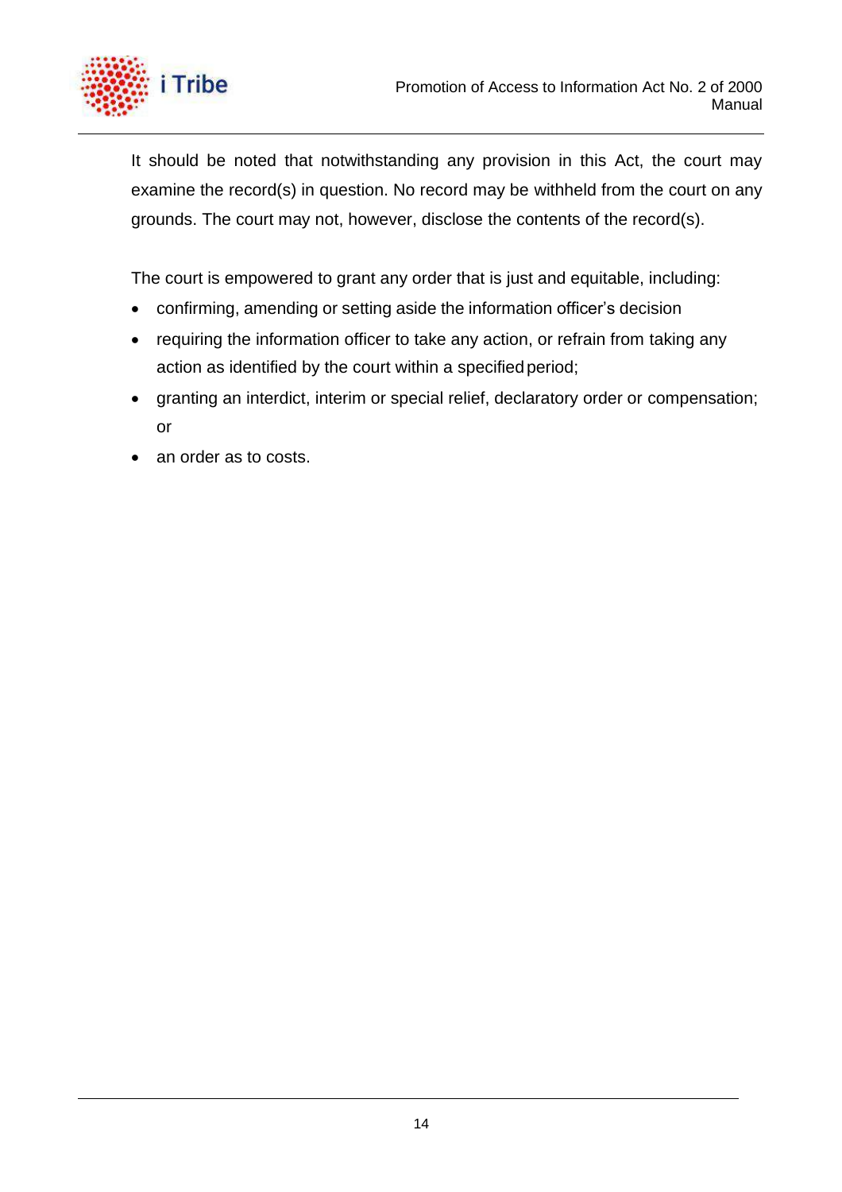It should be noted that notwithstanding any provision in this Act, the court may examine the record(s) in question. No record may be withheld from the court on any grounds. The court may not, however, disclose the contents of the record(s).

The court is empowered to grant any order that is just and equitable, including:

- confirming, amending or setting aside the information officer's decision
- requiring the information officer to take any action, or refrain from taking any action as identified by the court within a specified period;
- granting an interdict, interim or special relief, declaratory order or compensation; or
- an order as to costs.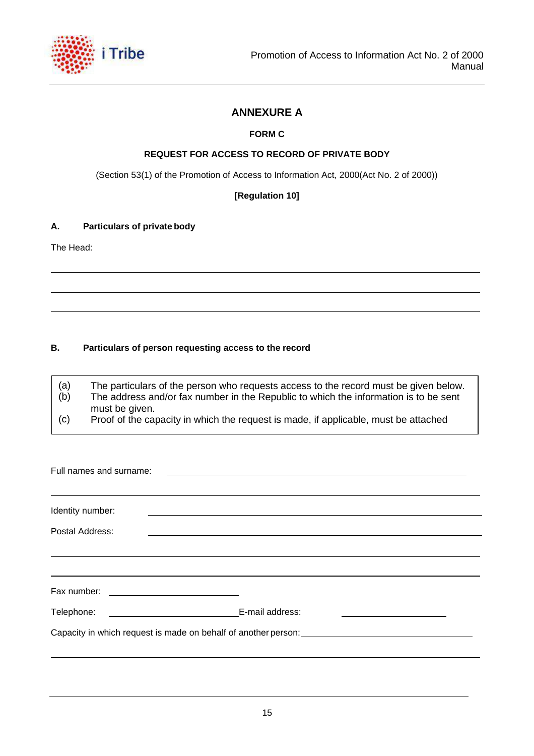## ANNEXURE A

**FORM C**

**REQUEST FOR ACCESS TO RECORD OF PRIVATE BODY**

(Section 53(1) of the Promotion of Access to Information Act, 2000(Act No. 2 of 2000))

**[Regulation 10]**

**A. Particulars of private body**

The Head:

______________________________________________________________________

______________________________________________________________________

______________________________________________________________________

**B. Particulars of person requesting access to the record**

| | |
|---|---|
| (a) | The particulars of the person who requests access to the record must be given below. |
| (b) | The address and/or fax number in the Republic to which the information is to be sent must be given. |
| (c) | Proof of the capacity in which the request is made, if applicable, must be attached |

Full names and surname: ______________________________________________

______________________________________________________________________

Identity number: ______________________________________________

Postal Address: ______________________________________________

______________________________________________________________________

______________________________________________________________________

Fax number: ____________________

Telephone: ____________________ E-mail address: ____________________

Capacity in which request is made on behalf of another person: ____________________

______________________________________________________________________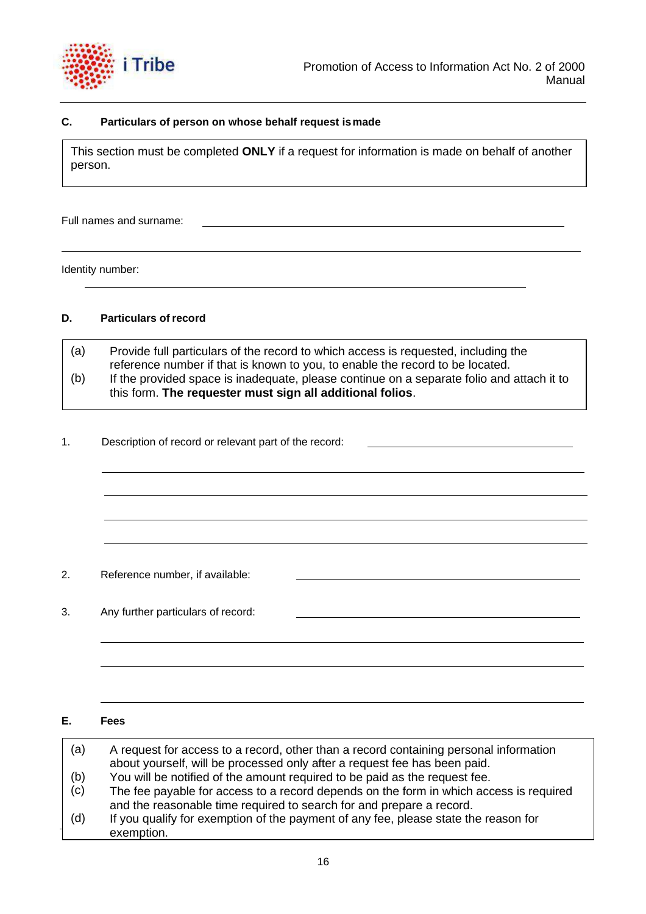### C. Particulars of person on whose behalf request is made

| This section must be completed **ONLY** if a request for information is made on behalf of another person. |
|---|

Full names and surname: \_\_\_\_\_\_\_\_\_\_\_\_\_\_\_\_\_\_\_\_\_\_\_\_\_\_\_\_\_\_\_\_\_\_\_\_\_\_\_\_

\_\_\_\_\_\_\_\_\_\_\_\_\_\_\_\_\_\_\_\_\_\_\_\_\_\_\_\_\_\_\_\_\_\_\_\_\_\_\_\_\_\_\_\_\_\_\_\_\_\_\_\_\_\_\_\_

Identity number: \_\_\_\_\_\_\_\_\_\_\_\_\_\_\_\_\_\_\_\_\_\_\_\_\_\_\_\_\_\_\_\_\_\_\_\_\_\_\_\_\_\_\_\_

### D. Particulars of record

| | |
|---|---|
| (a) | Provide full particulars of the record to which access is requested, including the reference number if that is known to you, to enable the record to be located. |
| (b) | If the provided space is inadequate, please continue on a separate folio and attach it to this form. **The requester must sign all additional folios**. |

1. Description of record or relevant part of the record: \_\_\_\_\_\_\_\_\_\_\_\_\_\_\_\_\_\_\_\_\_\_\_\_

\_\_\_\_\_\_\_\_\_\_\_\_\_\_\_\_\_\_\_\_\_\_\_\_\_\_\_\_\_\_\_\_\_\_\_\_\_\_\_\_\_\_\_\_\_\_\_\_\_\_\_\_\_\_\_\_

\_\_\_\_\_\_\_\_\_\_\_\_\_\_\_\_\_\_\_\_\_\_\_\_\_\_\_\_\_\_\_\_\_\_\_\_\_\_\_\_\_\_\_\_\_\_\_\_\_\_\_\_\_\_\_\_

\_\_\_\_\_\_\_\_\_\_\_\_\_\_\_\_\_\_\_\_\_\_\_\_\_\_\_\_\_\_\_\_\_\_\_\_\_\_\_\_\_\_\_\_\_\_\_\_\_\_\_\_\_\_\_\_

\_\_\_\_\_\_\_\_\_\_\_\_\_\_\_\_\_\_\_\_\_\_\_\_\_\_\_\_\_\_\_\_\_\_\_\_\_\_\_\_\_\_\_\_\_\_\_\_\_\_\_\_\_\_\_\_

2. Reference number, if available: \_\_\_\_\_\_\_\_\_\_\_\_\_\_\_\_\_\_\_\_\_\_\_\_\_\_\_\_\_\_\_\_

3. Any further particulars of record: \_\_\_\_\_\_\_\_\_\_\_\_\_\_\_\_\_\_\_\_\_\_\_\_\_\_\_\_\_\_\_\_

\_\_\_\_\_\_\_\_\_\_\_\_\_\_\_\_\_\_\_\_\_\_\_\_\_\_\_\_\_\_\_\_\_\_\_\_\_\_\_\_\_\_\_\_\_\_\_\_\_\_\_\_\_\_\_\_

\_\_\_\_\_\_\_\_\_\_\_\_\_\_\_\_\_\_\_\_\_\_\_\_\_\_\_\_\_\_\_\_\_\_\_\_\_\_\_\_\_\_\_\_\_\_\_\_\_\_\_\_\_\_\_\_

\_\_\_\_\_\_\_\_\_\_\_\_\_\_\_\_\_\_\_\_\_\_\_\_\_\_\_\_\_\_\_\_\_\_\_\_\_\_\_\_\_\_\_\_\_\_\_\_\_\_\_\_\_\_\_\_

### E. Fees

| | |
|---|---|
| (a) | A request for access to a record, other than a record containing personal information about yourself, will be processed only after a request fee has been paid. |
| (b) | You will be notified of the amount required to be paid as the request fee. |
| (c) | The fee payable for access to a record depends on the form in which access is required and the reasonable time required to search for and prepare a record. |
| (d) | If you qualify for exemption of the payment of any fee, please state the reason for exemption. |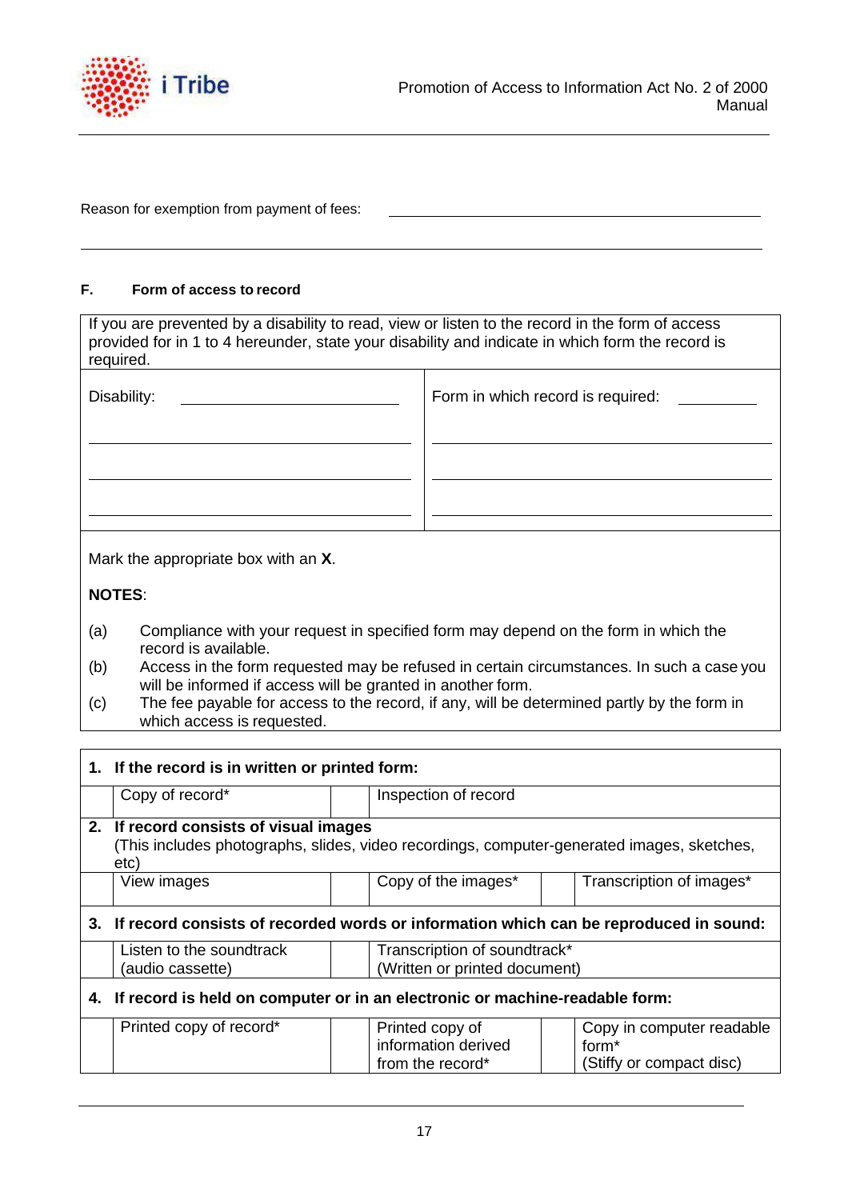Reason for exemption from payment of fees: ______________________________________________

______________________________________________________________________________

**F. Form of access to record**

| If you are prevented by a disability to read, view or listen to the record in the form of access provided for in 1 to 4 hereunder, state your disability and indicate in which form the record is required. | |
|---|---|
| Disability: ______________________ | Form in which record is required: ________ |
| ______________________ | ______________________ |
| ______________________ | ______________________ |
| ______________________ | ______________________ |

Mark the appropriate box with an **X**.

**NOTES**:

(a) Compliance with your request in specified form may depend on the form in which the record is available.

(b) Access in the form requested may be refused in certain circumstances. In such a case you will be informed if access will be granted in another form.

(c) The fee payable for access to the record, if any, will be determined partly by the form in which access is requested.

| **1. If the record is in written or printed form:** | | | | | |
|---|---|---|---|---|---|
| | Copy of record* | | Inspection of record | | |
| **2. If record consists of visual images** (This includes photographs, slides, video recordings, computer-generated images, sketches, etc) | | | | | |
| | View images | | Copy of the images* | | Transcription of images* |
| **3. If record consists of recorded words or information which can be reproduced in sound:** | | | | | |
| | Listen to the soundtrack (audio cassette) | | Transcription of soundtrack* (Written or printed document) | | |
| **4. If record is held on computer or in an electronic or machine-readable form:** | | | | | |
| | Printed copy of record* | | Printed copy of information derived from the record* | | Copy in computer readable form* (Stiffy or compact disc) |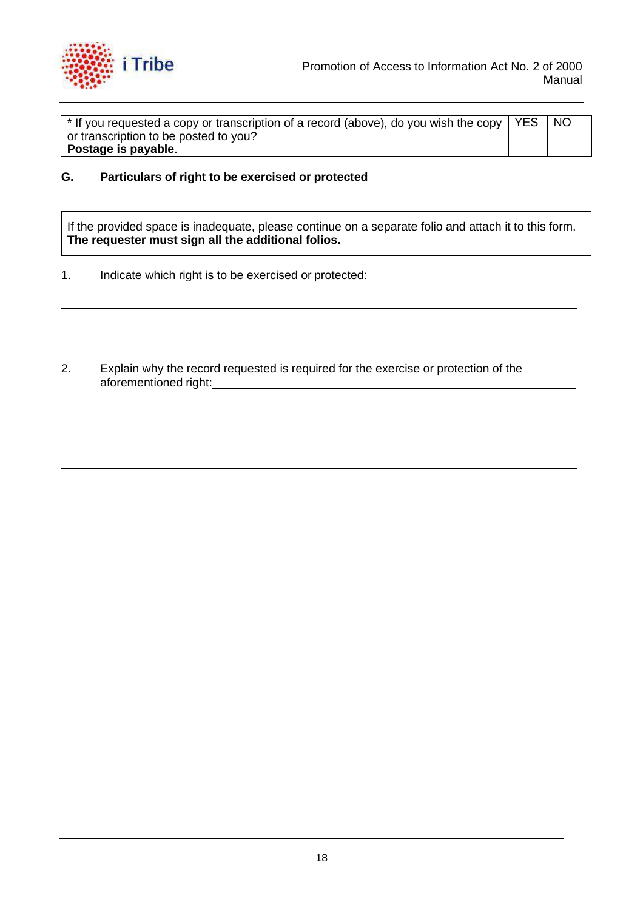| * If you requested a copy or transcription of a record (above), do you wish the copy or transcription to be posted to you? **Postage is payable**. | YES | NO |
|---|---|---|

## G. Particulars of right to be exercised or protected

| If the provided space is inadequate, please continue on a separate folio and attach it to this form. **The requester must sign all the additional folios.** |
|---|

1. Indicate which right is to be exercised or protected: ______________________________

_______________________________________________________________________________

_______________________________________________________________________________

2. Explain why the record requested is required for the exercise or protection of the aforementioned right: ______________________________

_______________________________________________________________________________

_______________________________________________________________________________

_______________________________________________________________________________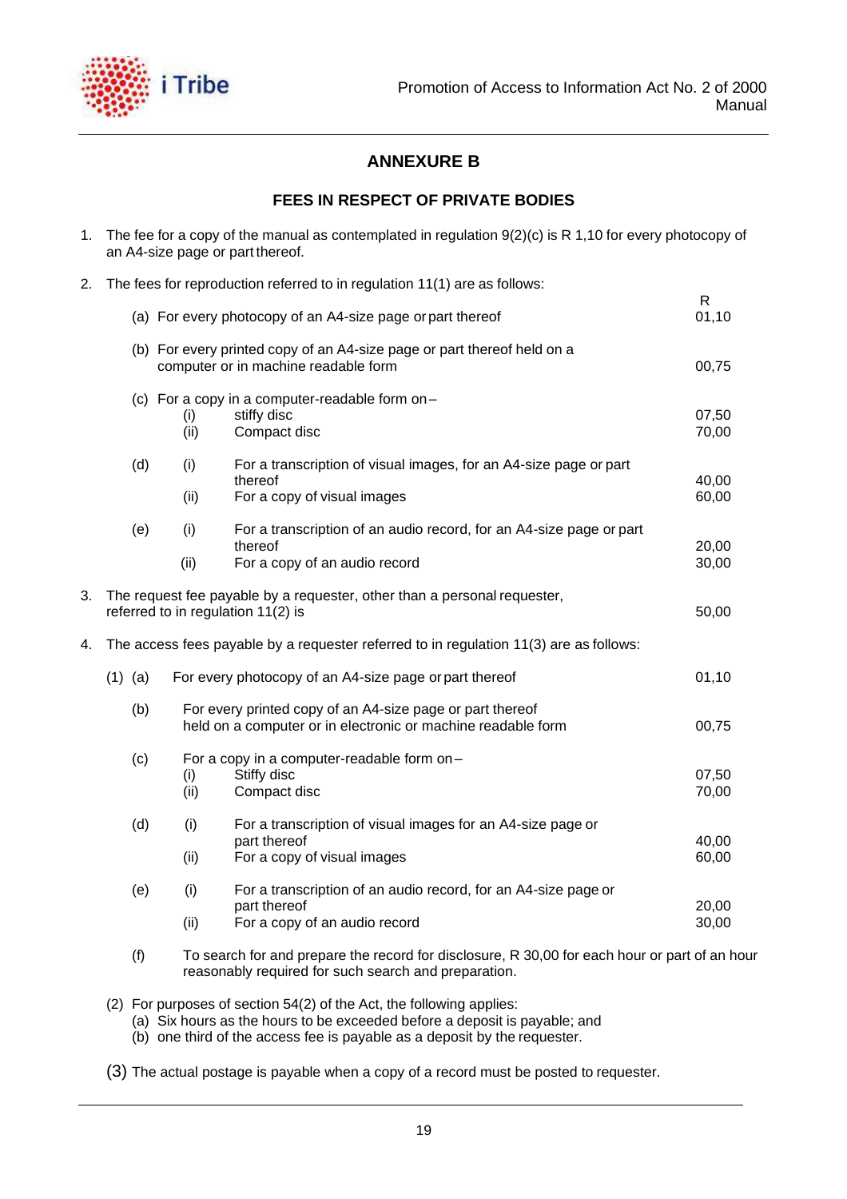## ANNEXURE B

### FEES IN RESPECT OF PRIVATE BODIES

1. The fee for a copy of the manual as contemplated in regulation 9(2)(c) is R 1,10 for every photocopy of an A4-size page or part thereof.

2. The fees for reproduction referred to in regulation 11(1) are as follows:

| | | | R |
|---|---|---|---|
| (a) | | For every photocopy of an A4-size page or part thereof | 01,10 |
| (b) | | For every printed copy of an A4-size page or part thereof held on a computer or in machine readable form | 00,75 |
| (c) | | For a copy in a computer-readable form on– | |
| | (i) | stiffy disc | 07,50 |
| | (ii) | Compact disc | 70,00 |
| (d) | (i) | For a transcription of visual images, for an A4-size page or part thereof | 40,00 |
| | (ii) | For a copy of visual images | 60,00 |
| (e) | (i) | For a transcription of an audio record, for an A4-size page or part thereof | 20,00 |
| | (ii) | For a copy of an audio record | 30,00 |

3. The request fee payable by a requester, other than a personal requester, referred to in regulation 11(2) is 50,00

4. The access fees payable by a requester referred to in regulation 11(3) are as follows:

| | | | |
|---|---|---|---|
| (1) (a) | | For every photocopy of an A4-size page or part thereof | 01,10 |
| (b) | | For every printed copy of an A4-size page or part thereof held on a computer or in electronic or machine readable form | 00,75 |
| (c) | | For a copy in a computer-readable form on– | |
| | (i) | Stiffy disc | 07,50 |
| | (ii) | Compact disc | 70,00 |
| (d) | (i) | For a transcription of visual images for an A4-size page or part thereof | 40,00 |
| | (ii) | For a copy of visual images | 60,00 |
| (e) | (i) | For a transcription of an audio record, for an A4-size page or part thereof | 20,00 |
| | (ii) | For a copy of an audio record | 30,00 |
| (f) | | To search for and prepare the record for disclosure, R 30,00 for each hour or part of an hour reasonably required for such search and preparation. | |

(2) For purposes of section 54(2) of the Act, the following applies:
  (a) Six hours as the hours to be exceeded before a deposit is payable; and
  (b) one third of the access fee is payable as a deposit by the requester.

(3) The actual postage is payable when a copy of a record must be posted to requester.